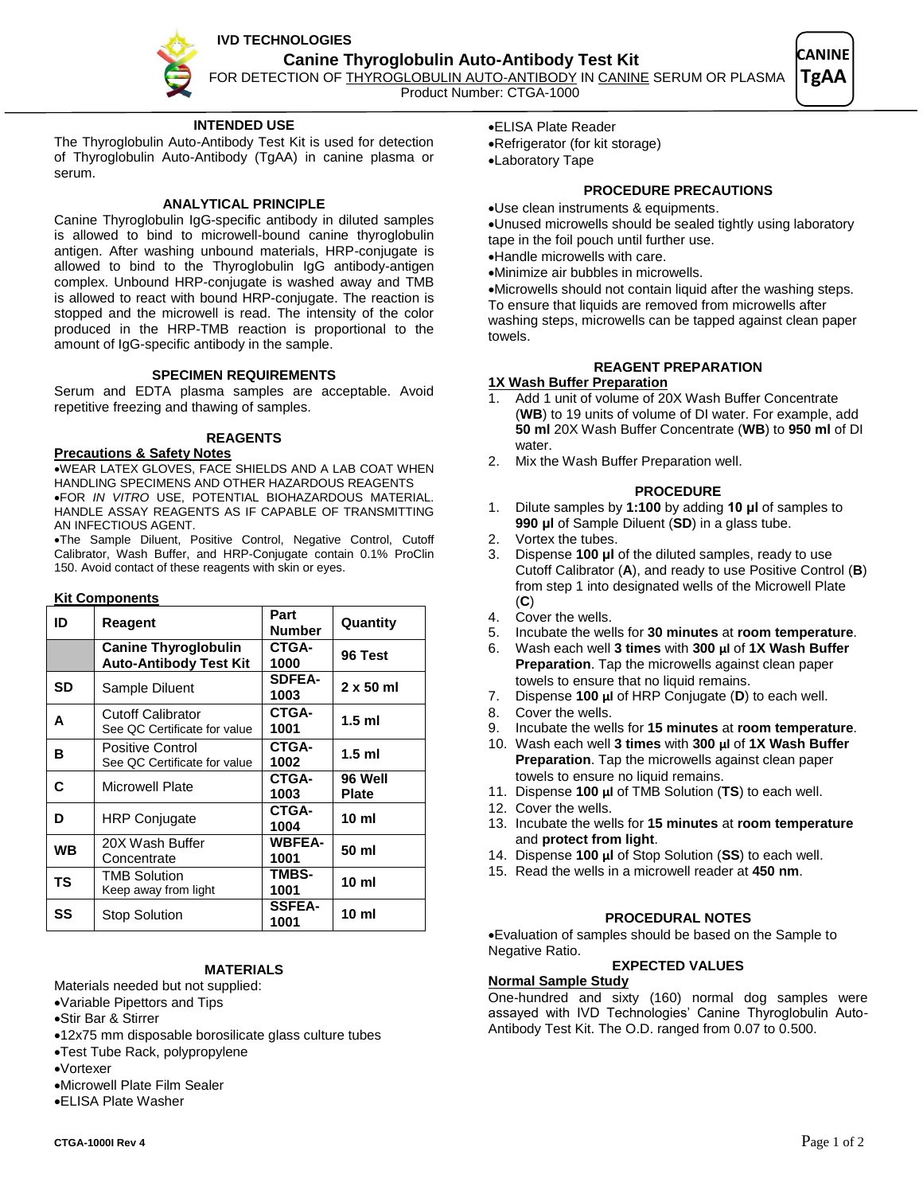**IVD TECHNOLOGIES**

# Canine Thyroglobulin Auto-Antibody Test Kit

FOR DETECTION OF THYROGLOBULIN AUTO-ANTIBODY IN CANINE SERUM OR PLASMA

Product Number: CTGA-1000

**CANINE TgAA**

## INTENDED USE

The Thyroglobulin Auto-Antibody Test Kit is used for detection of Thyroglobulin Auto-Antibody (TgAA) in canine plasma or serum.

## ANALYTICAL PRINCIPLE

Canine Thyroglobulin IgG-specific antibody in diluted samples is allowed to bind to microwell-bound canine thyroglobulin antigen. After washing unbound materials, HRP-conjugate is allowed to bind to the Thyroglobulin IgG antibody-antigen complex. Unbound HRP-conjugate is washed away and TMB is allowed to react with bound HRP-conjugate. The reaction is stopped and the microwell is read. The intensity of the color produced in the HRP-TMB reaction is proportional to the amount of IgG-specific antibody in the sample.

## SPECIMEN REQUIREMENTS

Serum and EDTA plasma samples are acceptable. Avoid repetitive freezing and thawing of samples.

## REAGENTS

**Precautions & Safety Notes**

- WEAR LATEX GLOVES, FACE SHIELDS AND A LAB COAT WHEN HANDLING SPECIMENS AND OTHER HAZARDOUS REAGENTS
- FOR *IN VITRO* USE, POTENTIAL BIOHAZARDOUS MATERIAL. HANDLE ASSAY REAGENTS AS IF CAPABLE OF TRANSMITTING AN INFECTIOUS AGENT.
- The Sample Diluent, Positive Control, Negative Control, Cutoff Calibrator, Wash Buffer, and HRP-Conjugate contain 0.1% ProClin 150. Avoid contact of these reagents with skin or eyes.

**Kit Components**

| ID | Reagent | Part Number | Quantity |
|---|---|---|---|
| | **Canine Thyroglobulin Auto-Antibody Test Kit** | CTGA-1000 | 96 Test |
| SD | Sample Diluent | SDFEA-1003 | 2 x 50 ml |
| A | Cutoff Calibrator<br>See QC Certificate for value | CTGA-1001 | 1.5 ml |
| B | Positive Control<br>See QC Certificate for value | CTGA-1002 | 1.5 ml |
| C | Microwell Plate | CTGA-1003 | 96 Well Plate |
| D | HRP Conjugate | CTGA-1004 | 10 ml |
| WB | 20X Wash Buffer Concentrate | WBFEA-1001 | 50 ml |
| TS | TMB Solution<br>Keep away from light | TMBS-1001 | 10 ml |
| SS | Stop Solution | SSFEA-1001 | 10 ml |

## MATERIALS

Materials needed but not supplied:

- Variable Pipettors and Tips
- Stir Bar & Stirrer
- 12x75 mm disposable borosilicate glass culture tubes
- Test Tube Rack, polypropylene
- Vortexer
- Microwell Plate Film Sealer
- ELISA Plate Washer
- ELISA Plate Reader
- Refrigerator (for kit storage)
- Laboratory Tape

## PROCEDURE PRECAUTIONS

- Use clean instruments & equipments.
- Unused microwells should be sealed tightly using laboratory tape in the foil pouch until further use.
- Handle microwells with care.
- Minimize air bubbles in microwells.
- Microwells should not contain liquid after the washing steps. To ensure that liquids are removed from microwells after washing steps, microwells can be tapped against clean paper towels.

## REAGENT PREPARATION

**1X Wash Buffer Preparation**

1. Add 1 unit of volume of 20X Wash Buffer Concentrate (**WB**) to 19 units of volume of DI water. For example, add **50 ml** 20X Wash Buffer Concentrate (**WB**) to **950 ml** of DI water.
2. Mix the Wash Buffer Preparation well.

## PROCEDURE

1. Dilute samples by **1:100** by adding **10 µl** of samples to **990 µl** of Sample Diluent (**SD**) in a glass tube.
2. Vortex the tubes.
3. Dispense **100 µl** of the diluted samples, ready to use Cutoff Calibrator (**A**), and ready to use Positive Control (**B**) from step 1 into designated wells of the Microwell Plate (**C**)
4. Cover the wells.
5. Incubate the wells for **30 minutes** at **room temperature**.
6. Wash each well **3 times** with **300 µl** of **1X Wash Buffer Preparation**. Tap the microwells against clean paper towels to ensure that no liquid remains.
7. Dispense **100 µl** of HRP Conjugate (**D**) to each well.
8. Cover the wells.
9. Incubate the wells for **15 minutes** at **room temperature**.
10. Wash each well **3 times** with **300 µl** of **1X Wash Buffer Preparation**. Tap the microwells against clean paper towels to ensure no liquid remains.
11. Dispense **100 µl** of TMB Solution (**TS**) to each well.
12. Cover the wells.
13. Incubate the wells for **15 minutes** at **room temperature** and **protect from light**.
14. Dispense **100 µl** of Stop Solution (**SS**) to each well.
15. Read the wells in a microwell reader at **450 nm**.

## PROCEDURAL NOTES

- Evaluation of samples should be based on the Sample to Negative Ratio.

## EXPECTED VALUES

**Normal Sample Study**

One-hundred and sixty (160) normal dog samples were assayed with IVD Technologies' Canine Thyroglobulin Auto-Antibody Test Kit. The O.D. ranged from 0.07 to 0.500.

CTGA-1000I Rev 4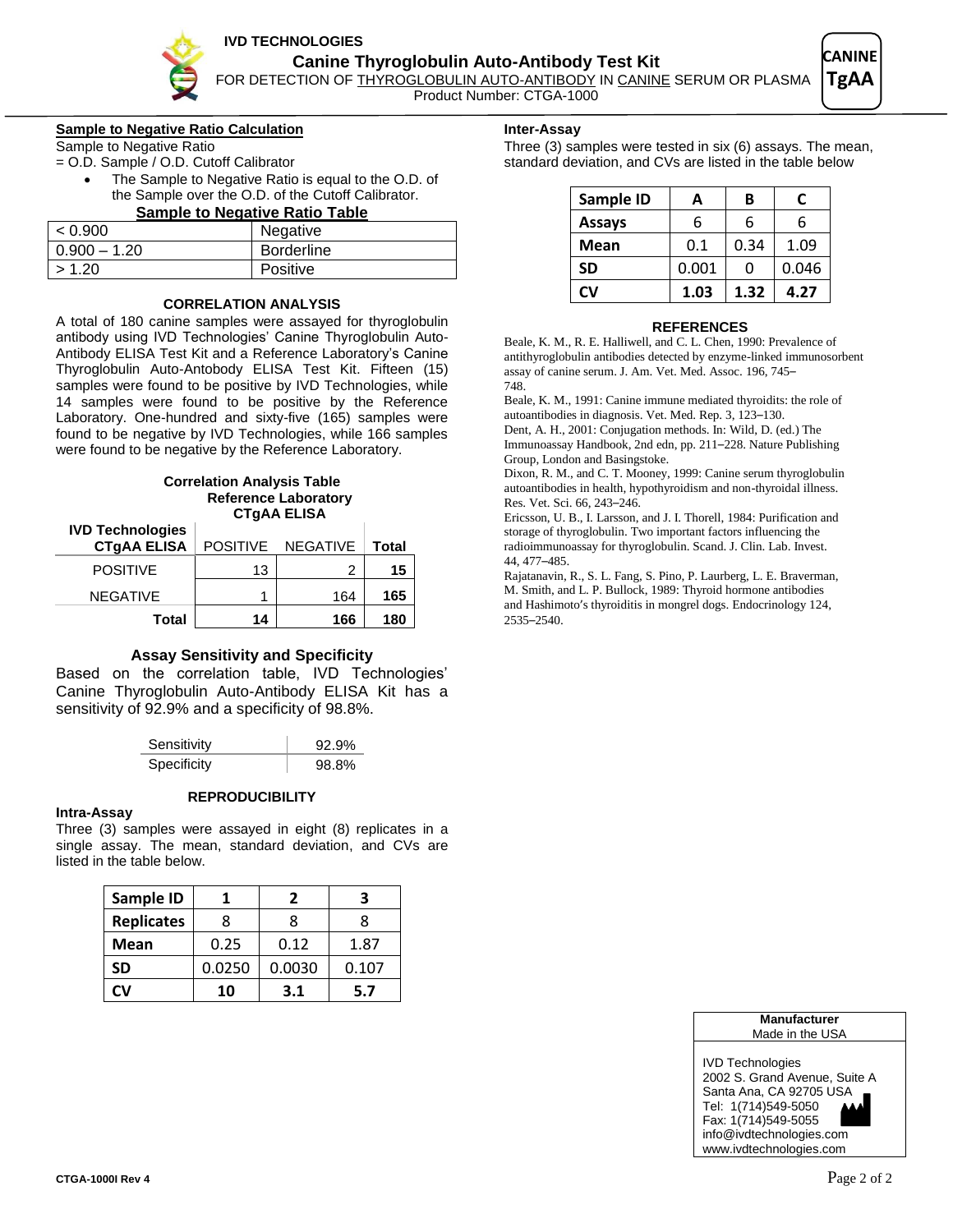**IVD TECHNOLOGIES**

**Canine Thyroglobulin Auto-Antibody Test Kit**

FOR DETECTION OF THYROGLOBULIN AUTO-ANTIBODY IN CANINE SERUM OR PLASMA

Product Number: CTGA-1000

**CANINE TgAA**

## Sample to Negative Ratio Calculation

Sample to Negative Ratio
= O.D. Sample / O.D. Cutoff Calibrator

- The Sample to Negative Ratio is equal to the O.D. of the Sample over the O.D. of the Cutoff Calibrator.

**Sample to Negative Ratio Table**

| | |
|---|---|
| < 0.900 | Negative |
| 0.900 – 1.20 | Borderline |
| > 1.20 | Positive |

## CORRELATION ANALYSIS

A total of 180 canine samples were assayed for thyroglobulin antibody using IVD Technologies' Canine Thyroglobulin Auto-Antibody ELISA Test Kit and a Reference Laboratory's Canine Thyroglobulin Auto-Antobody ELISA Test Kit. Fifteen (15) samples were found to be positive by IVD Technologies, while 14 samples were found to be positive by the Reference Laboratory. One-hundred and sixty-five (165) samples were found to be negative by IVD Technologies, while 166 samples were found to be negative by the Reference Laboratory.

**Correlation Analysis Table**

| IVD Technologies CTgAA ELISA | Reference Laboratory CTgAA ELISA POSITIVE | Reference Laboratory CTgAA ELISA NEGATIVE | Total |
|---|---|---|---|
| POSITIVE | 13 | 2 | 15 |
| NEGATIVE | 1 | 164 | 165 |
| Total | 14 | 166 | 180 |

## Assay Sensitivity and Specificity

Based on the correlation table, IVD Technologies' Canine Thyroglobulin Auto-Antibody ELISA Kit has a sensitivity of 92.9% and a specificity of 98.8%.

| | |
|---|---|
| Sensitivity | 92.9% |
| Specificity | 98.8% |

## REPRODUCIBILITY

**Intra-Assay**

Three (3) samples were assayed in eight (8) replicates in a single assay. The mean, standard deviation, and CVs are listed in the table below.

| Sample ID | 1 | 2 | 3 |
|---|---|---|---|
| Replicates | 8 | 8 | 8 |
| Mean | 0.25 | 0.12 | 1.87 |
| SD | 0.0250 | 0.0030 | 0.107 |
| CV | 10 | 3.1 | 5.7 |

**Inter-Assay**

Three (3) samples were tested in six (6) assays. The mean, standard deviation, and CVs are listed in the table below

| Sample ID | A | B | C |
|---|---|---|---|
| Assays | 6 | 6 | 6 |
| Mean | 0.1 | 0.34 | 1.09 |
| SD | 0.001 | 0 | 0.046 |
| CV | 1.03 | 1.32 | 4.27 |

## REFERENCES

Beale, K. M., R. E. Halliwell, and C. L. Chen, 1990: Prevalence of antithyroglobulin antibodies detected by enzyme-linked immunosorbent assay of canine serum. J. Am. Vet. Med. Assoc. 196, 745–748.

Beale, K. M., 1991: Canine immune mediated thyroidits: the role of autoantibodies in diagnosis. Vet. Med. Rep. 3, 123–130.

Dent, A. H., 2001: Conjugation methods. In: Wild, D. (ed.) The Immunoassay Handbook, 2nd edn, pp. 211–228. Nature Publishing Group, London and Basingstoke.

Dixon, R. M., and C. T. Mooney, 1999: Canine serum thyroglobulin autoantibodies in health, hypothyroidism and non-thyroidal illness. Res. Vet. Sci. 66, 243–246.

Ericsson, U. B., I. Larsson, and J. I. Thorell, 1984: Purification and storage of thyroglobulin. Two important factors influencing the radioimmunoassay for thyroglobulin. Scand. J. Clin. Lab. Invest. 44, 477–485.

Rajatanavin, R., S. L. Fang, S. Pino, P. Laurberg, L. E. Braverman, M. Smith, and L. P. Bullock, 1989: Thyroid hormone antibodies and Hashimoto's thyroiditis in mongrel dogs. Endocrinology 124, 2535–2540.

**Manufacturer**
Made in the USA

IVD Technologies
2002 S. Grand Avenue, Suite A
Santa Ana, CA 92705 USA
Tel: 1(714)549-5050
Fax: 1(714)549-5055
info@ivdtechnologies.com
www.ivdtechnologies.com

CTGA-1000I Rev 4